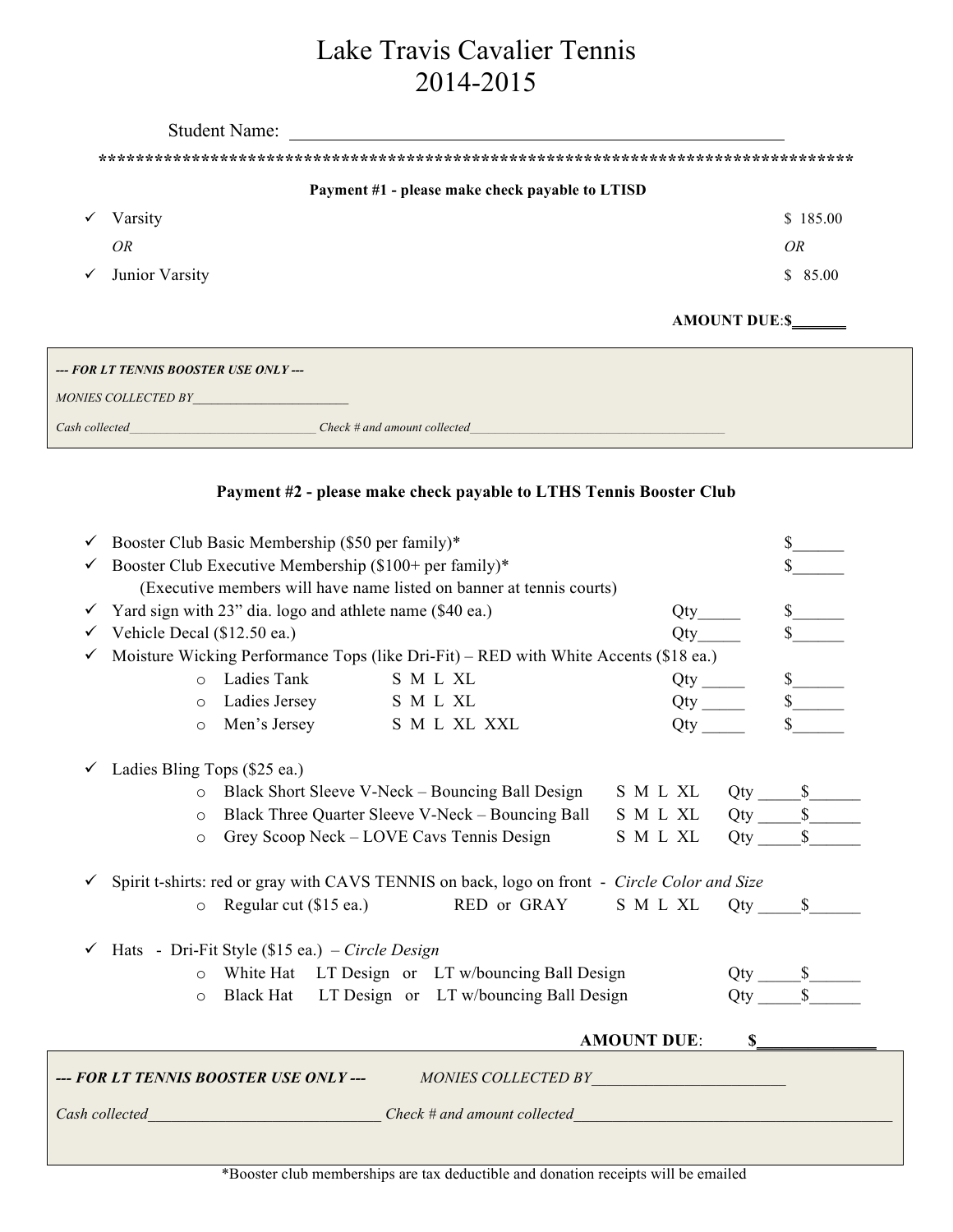# Lake Travis Cavalier Tennis
# 2014-2015

Student Name: \_\_\_\_\_\_\_\_\_\_\_\_\_\_\_\_\_\_\_\_\_\_\_\_\_\_\_\_\_\_\_\_\_\_\_\_\_\_\_\_\_\_\_\_\_\_\_\_\_\_

\*\*\*\*\*\*\*\*\*\*\*\*\*\*\*\*\*\*\*\*\*\*\*\*\*\*\*\*\*\*\*\*\*\*\*\*\*\*\*\*\*\*\*\*\*\*\*\*\*\*\*\*\*\*\*\*\*\*\*\*\*\*\*\*\*\*\*\*\*\*\*\*\*\*\*\*\*\*\*\*\*\*\*\*\*\*

**Payment #1 - please make check payable to LTISD**

- ✓ Varsity — $ 185.00

  *OR* — *OR*

- ✓ Junior Varsity — $ 85.00

**AMOUNT DUE:$\_\_\_\_\_\_\_**

*--- FOR LT TENNIS BOOSTER USE ONLY ---*

*MONIES COLLECTED BY\_\_\_\_\_\_\_\_\_\_\_\_\_\_\_\_\_\_\_\_\_\_\_\_\_*

*Cash collected\_\_\_\_\_\_\_\_\_\_\_\_\_\_\_\_\_\_\_\_\_\_\_\_\_\_\_\_\_\_ Check # and amount collected\_\_\_\_\_\_\_\_\_\_\_\_\_\_\_\_\_\_\_\_\_\_\_\_\_\_\_\_\_\_\_\_\_\_\_\_\_\_\_\_\_*

**Payment #2 - please make check payable to LTHS Tennis Booster Club**

- ✓ Booster Club Basic Membership ($50 per family)* — $\_\_\_\_\_\_
- ✓ Booster Club Executive Membership ($100+ per family)* — $\_\_\_\_\_\_
  (Executive members will have name listed on banner at tennis courts)
- ✓ Yard sign with 23" dia. logo and athlete name ($40 ea.) — Qty\_\_\_\_\_ $\_\_\_\_\_\_
- ✓ Vehicle Decal ($12.50 ea.) — Qty\_\_\_\_\_ $\_\_\_\_\_\_
- ✓ Moisture Wicking Performance Tops (like Dri-Fit) – RED with White Accents ($18 ea.)
  - Ladies Tank — S M L XL — Qty \_\_\_\_\_ $\_\_\_\_\_\_
  - Ladies Jersey — S M L XL — Qty \_\_\_\_\_ $\_\_\_\_\_\_
  - Men's Jersey — S M L XL XXL — Qty \_\_\_\_\_ $\_\_\_\_\_\_
- ✓ Ladies Bling Tops ($25 ea.)
  - Black Short Sleeve V-Neck – Bouncing Ball Design — S M L XL — Qty \_\_\_\_\_$\_\_\_\_\_\_
  - Black Three Quarter Sleeve V-Neck – Bouncing Ball — S M L XL — Qty \_\_\_\_\_$\_\_\_\_\_\_
  - Grey Scoop Neck – LOVE Cavs Tennis Design — S M L XL — Qty \_\_\_\_\_$\_\_\_\_\_\_
- ✓ Spirit t-shirts: red or gray with CAVS TENNIS on back, logo on front - *Circle Color and Size*
  - Regular cut ($15 ea.) — RED or GRAY — S M L XL — Qty \_\_\_\_\_$\_\_\_\_\_\_
- ✓ Hats - Dri-Fit Style ($15 ea.) – *Circle Design*
  - White Hat — LT Design or LT w/bouncing Ball Design — Qty \_\_\_\_\_$\_\_\_\_\_\_
  - Black Hat — LT Design or LT w/bouncing Ball Design — Qty \_\_\_\_\_$\_\_\_\_\_\_

**AMOUNT DUE: $\_\_\_\_\_\_\_\_\_\_\_\_\_\_**

***--- FOR LT TENNIS BOOSTER USE ONLY ---*** *MONIES COLLECTED BY\_\_\_\_\_\_\_\_\_\_\_\_\_\_\_\_\_\_\_\_\_\_\_\_\_*

*Cash collected\_\_\_\_\_\_\_\_\_\_\_\_\_\_\_\_\_\_\_\_\_\_\_\_\_\_\_\_\_\_ Check # and amount collected\_\_\_\_\_\_\_\_\_\_\_\_\_\_\_\_\_\_\_\_\_\_\_\_\_\_\_\_\_\_\_\_\_\_\_\_\_\_\_\_*

*Booster club memberships are tax deductible and donation receipts will be emailed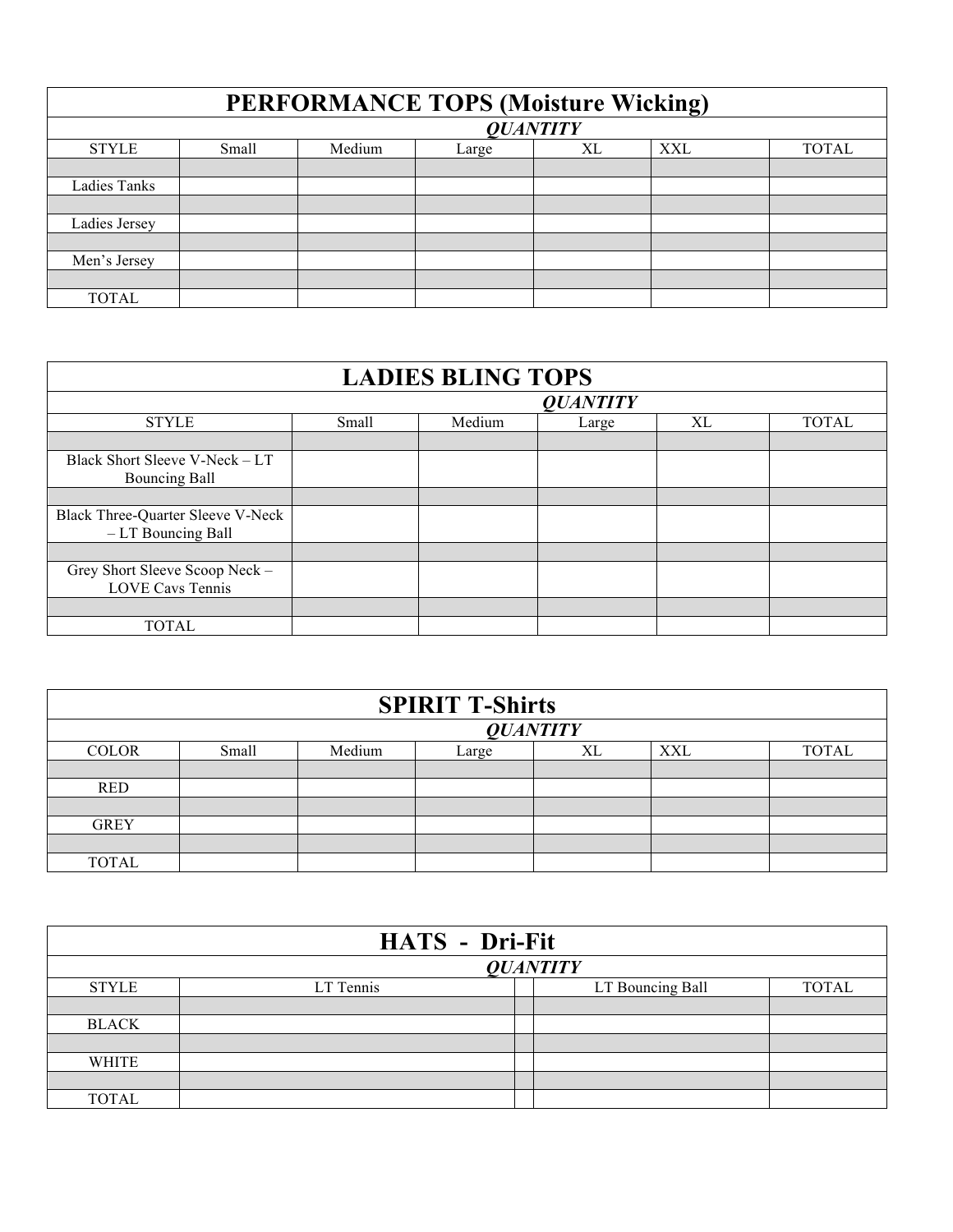## PERFORMANCE TOPS (Moisture Wicking)

| | | | QUANTITY | | | |
|---|---|---|---|---|---|---|
| STYLE | Small | Medium | Large | XL | XXL | TOTAL |
| | | | | | | |
| Ladies Tanks | | | | | | |
| | | | | | | |
| Ladies Jersey | | | | | | |
| | | | | | | |
| Men's Jersey | | | | | | |
| | | | | | | |
| TOTAL | | | | | | |

## LADIES BLING TOPS

| | | | QUANTITY | | |
|---|---|---|---|---|---|
| STYLE | Small | Medium | Large | XL | TOTAL |
| | | | | | |
| Black Short Sleeve V-Neck – LT Bouncing Ball | | | | | |
| | | | | | |
| Black Three-Quarter Sleeve V-Neck – LT Bouncing Ball | | | | | |
| | | | | | |
| Grey Short Sleeve Scoop Neck – LOVE Cavs Tennis | | | | | |
| | | | | | |
| TOTAL | | | | | |

## SPIRIT T-Shirts

| | | | QUANTITY | | | |
|---|---|---|---|---|---|---|
| COLOR | Small | Medium | Large | XL | XXL | TOTAL |
| | | | | | | |
| RED | | | | | | |
| | | | | | | |
| GREY | | | | | | |
| | | | | | | |
| TOTAL | | | | | | |

## HATS - Dri-Fit

| | | QUANTITY | |
|---|---|---|---|
| STYLE | LT Tennis | LT Bouncing Ball | TOTAL |
| | | | |
| BLACK | | | |
| | | | |
| WHITE | | | |
| | | | |
| TOTAL | | | |